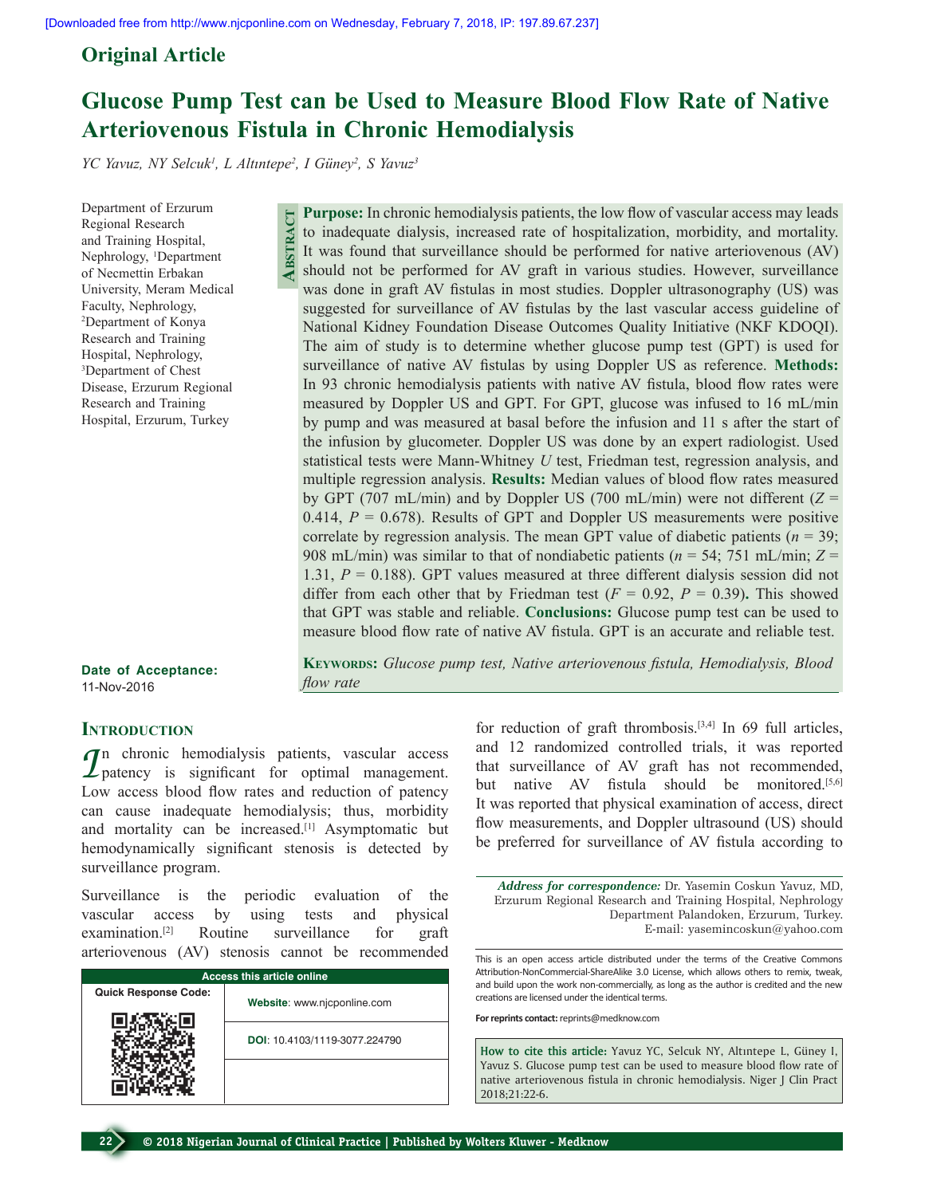Original Article

# Glucose Pump Test can be Used to Measure Blood Flow Rate of Native Arteriovenous Fistula in Chronic Hemodialysis

*YC Yavuz, NY Selcuk[1], L Altıntepe[2], I Güney[2], S Yavuz[3]*

Department of Erzurum Regional Research and Training Hospital, Nephrology, [1]Department of Necmettin Erbakan University, Meram Medical Faculty, Nephrology, [2]Department of Konya Research and Training Hospital, Nephrology, [3]Department of Chest Disease, Erzurum Regional Research and Training Hospital, Erzurum, Turkey

## Abstract

**Purpose:** In chronic hemodialysis patients, the low flow of vascular access may leads to inadequate dialysis, increased rate of hospitalization, morbidity, and mortality. It was found that surveillance should be performed for native arteriovenous (AV) should not be performed for AV graft in various studies. However, surveillance was done in graft AV fistulas in most studies. Doppler ultrasonography (US) was suggested for surveillance of AV fistulas by the last vascular access guideline of National Kidney Foundation Disease Outcomes Quality Initiative (NKF KDOQI). The aim of study is to determine whether glucose pump test (GPT) is used for surveillance of native AV fistulas by using Doppler US as reference. **Methods:** In 93 chronic hemodialysis patients with native AV fistula, blood flow rates were measured by Doppler US and GPT. For GPT, glucose was infused to 16 mL/min by pump and was measured at basal before the infusion and 11 s after the start of the infusion by glucometer. Doppler US was done by an expert radiologist. Used statistical tests were Mann-Whitney *U* test, Friedman test, regression analysis, and multiple regression analysis. **Results:** Median values of blood flow rates measured by GPT (707 mL/min) and by Doppler US (700 mL/min) were not different ($Z$ = 0.414, $P$ = 0.678). Results of GPT and Doppler US measurements were positive correlate by regression analysis. The mean GPT value of diabetic patients ($n$ = 39; 908 mL/min) was similar to that of nondiabetic patients ($n$ = 54; 751 mL/min; $Z$ = 1.31, $P$ = 0.188). GPT values measured at three different dialysis session did not differ from each other that by Friedman test ($F$ = 0.92, $P$ = 0.39). This showed that GPT was stable and reliable. **Conclusions:** Glucose pump test can be used to measure blood flow rate of native AV fistula. GPT is an accurate and reliable test.

**Keywords:** *Glucose pump test, Native arteriovenous fistula, Hemodialysis, Blood flow rate*

**Date of Acceptance:**
11-Nov-2016

## Introduction

In chronic hemodialysis patients, vascular access patency is significant for optimal management. Low access blood flow rates and reduction of patency can cause inadequate hemodialysis; thus, morbidity and mortality can be increased.[1] Asymptomatic but hemodynamically significant stenosis is detected by surveillance program.

Surveillance is the periodic evaluation of the vascular access by using tests and physical examination.[2] Routine surveillance for graft arteriovenous (AV) stenosis cannot be recommended for reduction of graft thrombosis.[3,4] In 69 full articles, and 12 randomized controlled trials, it was reported that surveillance of AV graft has not recommended, but native AV fistula should be monitored.[5,6] It was reported that physical examination of access, direct flow measurements, and Doppler ultrasound (US) should be preferred for surveillance of AV fistula according to

| Access this article online | |
|---|---|
| Quick Response Code: | **Website**: www.njcponline.com |
| | **DOI**: 10.4103/1119-3077.224790 |

***Address for correspondence:*** Dr. Yasemin Coskun Yavuz, MD, Erzurum Regional Research and Training Hospital, Nephrology Department Palandoken, Erzurum, Turkey. E-mail: yasemincoskun@yahoo.com

This is an open access article distributed under the terms of the Creative Commons Attribution-NonCommercial-ShareAlike 3.0 License, which allows others to remix, tweak, and build upon the work non-commercially, as long as the author is credited and the new creations are licensed under the identical terms.

**For reprints contact:** reprints@medknow.com

**How to cite this article:** Yavuz YC, Selcuk NY, Altıntepe L, Güney I, Yavuz S. Glucose pump test can be used to measure blood flow rate of native arteriovenous fistula in chronic hemodialysis. Niger J Clin Pract 2018;21:22-6.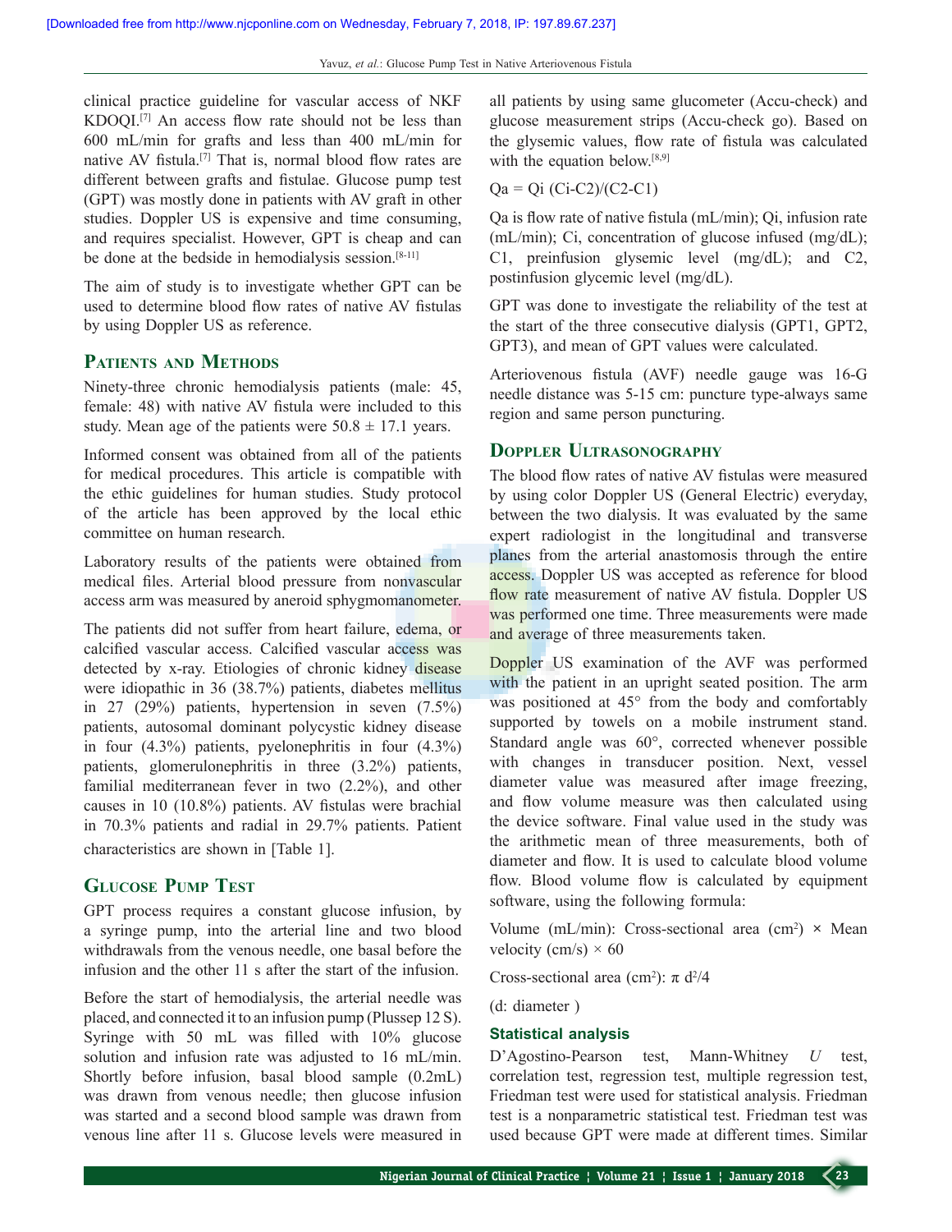clinical practice guideline for vascular access of NKF KDOQI.[7] An access flow rate should not be less than 600 mL/min for grafts and less than 400 mL/min for native AV fistula.[7] That is, normal blood flow rates are different between grafts and fistulae. Glucose pump test (GPT) was mostly done in patients with AV graft in other studies. Doppler US is expensive and time consuming, and requires specialist. However, GPT is cheap and can be done at the bedside in hemodialysis session.[8-11]

The aim of study is to investigate whether GPT can be used to determine blood flow rates of native AV fistulas by using Doppler US as reference.

## Patients and Methods

Ninety-three chronic hemodialysis patients (male: 45, female: 48) with native AV fistula were included to this study. Mean age of the patients were 50.8 ± 17.1 years.

Informed consent was obtained from all of the patients for medical procedures. This article is compatible with the ethic guidelines for human studies. Study protocol of the article has been approved by the local ethic committee on human research.

Laboratory results of the patients were obtained from medical files. Arterial blood pressure from nonvascular access arm was measured by aneroid sphygmomanometer.

The patients did not suffer from heart failure, edema, or calcified vascular access. Calcified vascular access was detected by x-ray. Etiologies of chronic kidney disease were idiopathic in 36 (38.7%) patients, diabetes mellitus in 27 (29%) patients, hypertension in seven (7.5%) patients, autosomal dominant polycystic kidney disease in four (4.3%) patients, pyelonephritis in four (4.3%) patients, glomerulonephritis in three (3.2%) patients, familial mediterranean fever in two (2.2%), and other causes in 10 (10.8%) patients. AV fistulas were brachial in 70.3% patients and radial in 29.7% patients. Patient characteristics are shown in [Table 1].

## Glucose Pump Test

GPT process requires a constant glucose infusion, by a syringe pump, into the arterial line and two blood withdrawals from the venous needle, one basal before the infusion and the other 11 s after the start of the infusion.

Before the start of hemodialysis, the arterial needle was placed, and connected it to an infusion pump (Plussep 12 S). Syringe with 50 mL was filled with 10% glucose solution and infusion rate was adjusted to 16 mL/min. Shortly before infusion, basal blood sample (0.2mL) was drawn from venous needle; then glucose infusion was started and a second blood sample was drawn from venous line after 11 s. Glucose levels were measured in all patients by using same glucometer (Accu-check) and glucose measurement strips (Accu-check go). Based on the glysemic values, flow rate of fistula was calculated with the equation below.[8,9]

$$Qa = Qi\,(Ci - C2)/(C2 - C1)$$

Qa is flow rate of native fistula (mL/min); Qi, infusion rate (mL/min); Ci, concentration of glucose infused (mg/dL); C1, preinfusion glysemic level (mg/dL); and C2, postinfusion glycemic level (mg/dL).

GPT was done to investigate the reliability of the test at the start of the three consecutive dialysis (GPT1, GPT2, GPT3), and mean of GPT values were calculated.

Arteriovenous fistula (AVF) needle gauge was 16-G needle distance was 5-15 cm: puncture type-always same region and same person puncturing.

## Doppler Ultrasonography

The blood flow rates of native AV fistulas were measured by using color Doppler US (General Electric) everyday, between the two dialysis. It was evaluated by the same expert radiologist in the longitudinal and transverse planes from the arterial anastomosis through the entire access. Doppler US was accepted as reference for blood flow rate measurement of native AV fistula. Doppler US was performed one time. Three measurements were made and average of three measurements taken.

Doppler US examination of the AVF was performed with the patient in an upright seated position. The arm was positioned at 45° from the body and comfortably supported by towels on a mobile instrument stand. Standard angle was 60°, corrected whenever possible with changes in transducer position. Next, vessel diameter value was measured after image freezing, and flow volume measure was then calculated using the device software. Final value used in the study was the arithmetic mean of three measurements, both of diameter and flow. It is used to calculate blood volume flow. Blood volume flow is calculated by equipment software, using the following formula:

Volume (mL/min): Cross-sectional area ($cm^2$) × Mean velocity (cm/s) × 60

Cross-sectional area ($cm^2$): $\pi d^2/4$

(d: diameter )

### Statistical analysis

D'Agostino-Pearson test, Mann-Whitney *U* test, correlation test, regression test, multiple regression test, Friedman test were used for statistical analysis. Friedman test is a nonparametric statistical test. Friedman test was used because GPT were made at different times. Similar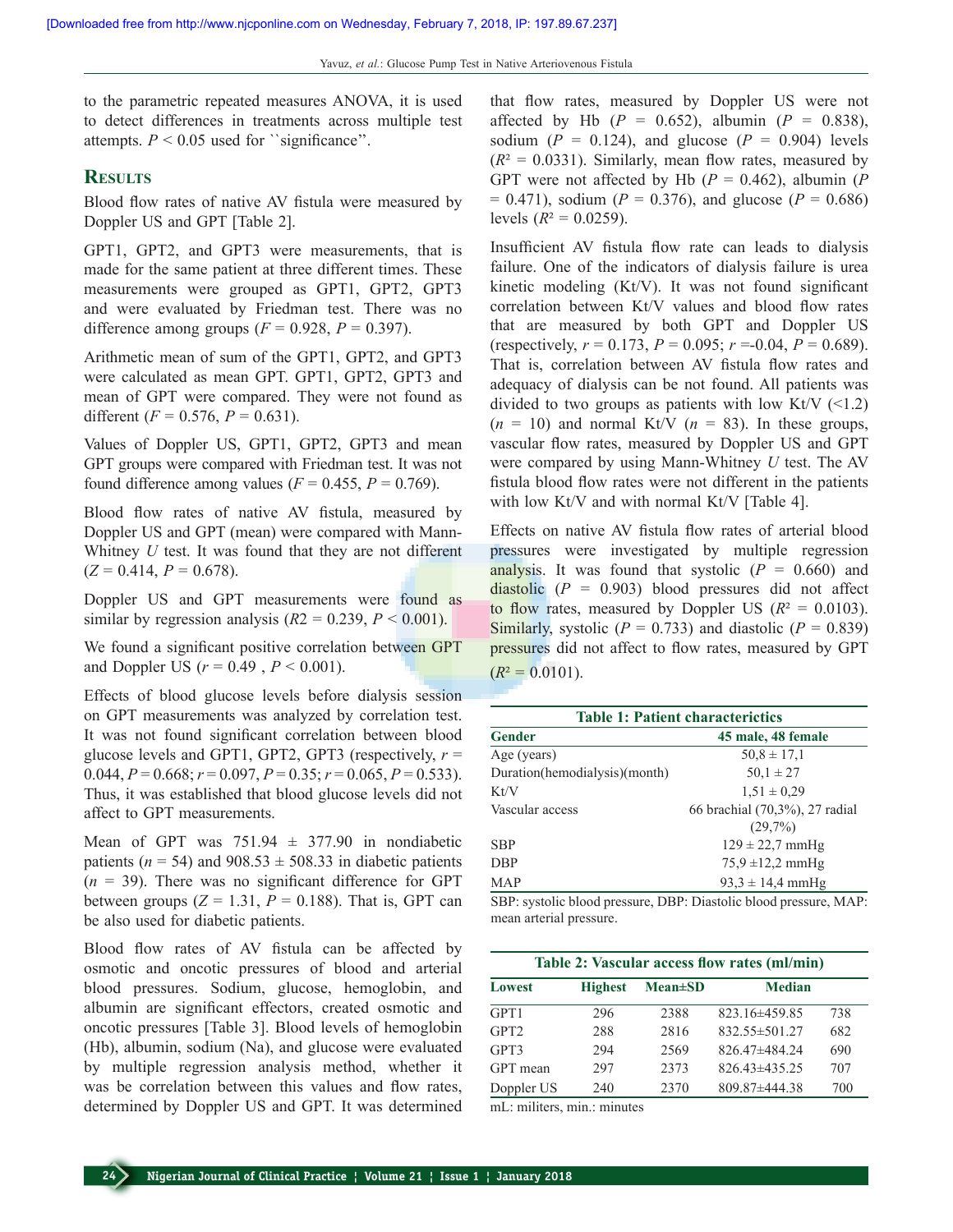to the parametric repeated measures ANOVA, it is used to detect differences in treatments across multiple test attempts. $P < 0.05$ used for ``significance''.

## Results

Blood flow rates of native AV fistula were measured by Doppler US and GPT [Table 2].

GPT1, GPT2, and GPT3 were measurements, that is made for the same patient at three different times. These measurements were grouped as GPT1, GPT2, GPT3 and were evaluated by Friedman test. There was no difference among groups ($F = 0.928$, $P = 0.397$).

Arithmetic mean of sum of the GPT1, GPT2, and GPT3 were calculated as mean GPT. GPT1, GPT2, GPT3 and mean of GPT were compared. They were not found as different ($F = 0.576$, $P = 0.631$).

Values of Doppler US, GPT1, GPT2, GPT3 and mean GPT groups were compared with Friedman test. It was not found difference among values ($F = 0.455$, $P = 0.769$).

Blood flow rates of native AV fistula, measured by Doppler US and GPT (mean) were compared with Mann-Whitney *U* test. It was found that they are not different ($Z = 0.414$, $P = 0.678$).

Doppler US and GPT measurements were found as similar by regression analysis ($R2 = 0.239$, $P < 0.001$).

We found a significant positive correlation between GPT and Doppler US ($r = 0.49$ , $P < 0.001$).

Effects of blood glucose levels before dialysis session on GPT measurements was analyzed by correlation test. It was not found significant correlation between blood glucose levels and GPT1, GPT2, GPT3 (respectively, $r = 0.044$, $P = 0.668$; $r = 0.097$, $P = 0.35$; $r = 0.065$, $P = 0.533$). Thus, it was established that blood glucose levels did not affect to GPT measurements.

Mean of GPT was 751.94 ± 377.90 in nondiabetic patients ($n = 54$) and 908.53 ± 508.33 in diabetic patients ($n = 39$). There was no significant difference for GPT between groups ($Z = 1.31$, $P = 0.188$). That is, GPT can be also used for diabetic patients.

Blood flow rates of AV fistula can be affected by osmotic and oncotic pressures of blood and arterial blood pressures. Sodium, glucose, hemoglobin, and albumin are significant effectors, created osmotic and oncotic pressures [Table 3]. Blood levels of hemoglobin (Hb), albumin, sodium (Na), and glucose were evaluated by multiple regression analysis method, whether it was be correlation between this values and flow rates, determined by Doppler US and GPT. It was determined that flow rates, measured by Doppler US were not affected by Hb ($P = 0.652$), albumin ($P = 0.838$), sodium ($P = 0.124$), and glucose ($P = 0.904$) levels ($R^2 = 0.0331$). Similarly, mean flow rates, measured by GPT were not affected by Hb ($P = 0.462$), albumin ($P = 0.471$), sodium ($P = 0.376$), and glucose ($P = 0.686$) levels ($R^2 = 0.0259$).

Insufficient AV fistula flow rate can leads to dialysis failure. One of the indicators of dialysis failure is urea kinetic modeling (Kt/V). It was not found significant correlation between Kt/V values and blood flow rates that are measured by both GPT and Doppler US (respectively, $r = 0.173$, $P = 0.095$; $r = -0.04$, $P = 0.689$). That is, correlation between AV fistula flow rates and adequacy of dialysis can be not found. All patients was divided to two groups as patients with low Kt/V (<1.2) ($n = 10$) and normal Kt/V ($n = 83$). In these groups, vascular flow rates, measured by Doppler US and GPT were compared by using Mann-Whitney *U* test. The AV fistula blood flow rates were not different in the patients with low Kt/V and with normal Kt/V [Table 4].

Effects on native AV fistula flow rates of arterial blood pressures were investigated by multiple regression analysis. It was found that systolic ($P = 0.660$) and diastolic ($P = 0.903$) blood pressures did not affect to flow rates, measured by Doppler US ($R^2 = 0.0103$). Similarly, systolic ($P = 0.733$) and diastolic ($P = 0.839$) pressures did not affect to flow rates, measured by GPT ($R^2 = 0.0101$).

**Table 1: Patient characterictics**

| Gender | 45 male, 48 female |
|---|---|
| Age (years) | 50,8 ± 17,1 |
| Duration(hemodialysis)(month) | 50,1 ± 27 |
| Kt/V | 1,51 ± 0,29 |
| Vascular access | 66 brachial (70,3%), 27 radial (29,7%) |
| SBP | 129 ± 22,7 mmHg |
| DBP | 75,9 ±12,2 mmHg |
| MAP | 93,3 ± 14,4 mmHg |

SBP: systolic blood pressure, DBP: Diastolic blood pressure, MAP: mean arterial pressure.

**Table 2: Vascular access flow rates (ml/min)**

| | Lowest | Highest | Mean±SD | Median |
|---|---|---|---|---|
| GPT1 | 296 | 2388 | 823.16±459.85 | 738 |
| GPT2 | 288 | 2816 | 832.55±501.27 | 682 |
| GPT3 | 294 | 2569 | 826.47±484.24 | 690 |
| GPT mean | 297 | 2373 | 826.43±435.25 | 707 |
| Doppler US | 240 | 2370 | 809.87±444.38 | 700 |

mL: militers, min.: minutes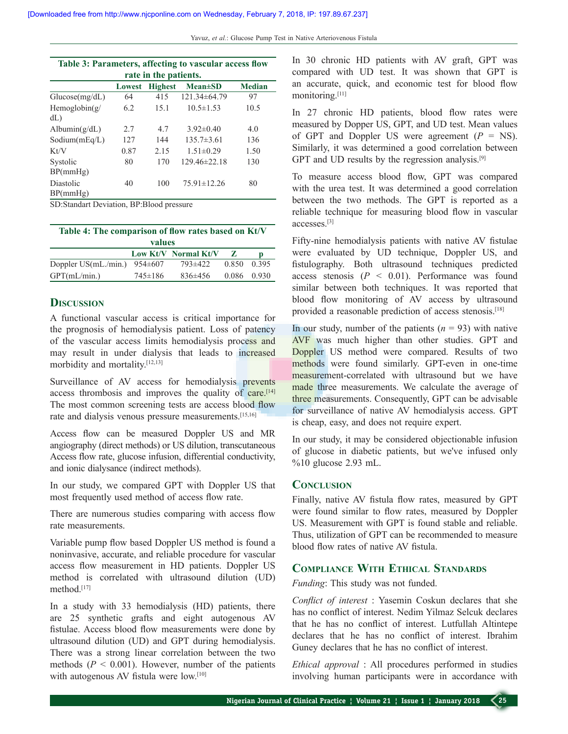**Table 3: Parameters, affecting to vascular access flow rate in the patients.**

| | Lowest | Highest | Mean±SD | Median |
|---|---|---|---|---|
| Glucose(mg/dL) | 64 | 415 | 121.34±64.79 | 97 |
| Hemoglobin(g/dL) | 6.2 | 15.1 | 10.5±1.53 | 10.5 |
| Albumin(g/dL) | 2.7 | 4.7 | 3.92±0.40 | 4.0 |
| Sodium(mEq/L) | 127 | 144 | 135.7±3.61 | 136 |
| Kt/V | 0.87 | 2.15 | 1.51±0.29 | 1.50 |
| Systolic BP(mmHg) | 80 | 170 | 129.46±22.18 | 130 |
| Diastolic BP(mmHg) | 40 | 100 | 75.91±12.26 | 80 |

SD:Standart Deviation, BP:Blood pressure

**Table 4: The comparison of flow rates based on Kt/V values**

| | Low Kt/V | Normal Kt/V | Z | p |
|---|---|---|---|---|
| Doppler US(mL./min.) | 954±607 | 793±422 | 0.850 | 0.395 |
| GPT(mL/min.) | 745±186 | 836±456 | 0.086 | 0.930 |

## Discussion

A functional vascular access is critical importance for the prognosis of hemodialysis patient. Loss of patency of the vascular access limits hemodialysis process and may result in under dialysis that leads to increased morbidity and mortality.[12,13]

Surveillance of AV access for hemodialysis prevents access thrombosis and improves the quality of care.[14] The most common screening tests are access blood flow rate and dialysis venous pressure measurements.[15,16]

Access flow can be measured Doppler US and MR angiography (direct methods) or US dilution, transcutaneous Access flow rate, glucose infusion, differential conductivity, and ionic dialysance (indirect methods).

In our study, we compared GPT with Doppler US that most frequently used method of access flow rate.

There are numerous studies comparing with access flow rate measurements.

Variable pump flow based Doppler US method is found a noninvasive, accurate, and reliable procedure for vascular access flow measurement in HD patients. Doppler US method is correlated with ultrasound dilution (UD) method.[17]

In a study with 33 hemodialysis (HD) patients, there are 25 synthetic grafts and eight autogenous AV fistulae. Access blood flow measurements were done by ultrasound dilution (UD) and GPT during hemodialysis. There was a strong linear correlation between the two methods ($P < 0.001$). However, number of the patients with autogenous AV fistula were low.[10]

In 30 chronic HD patients with AV graft, GPT was compared with UD test. It was shown that GPT is an accurate, quick, and economic test for blood flow monitoring.[11]

In 27 chronic HD patients, blood flow rates were measured by Dopper US, GPT, and UD test. Mean values of GPT and Doppler US were agreement ($P$ = NS). Similarly, it was determined a good correlation between GPT and UD results by the regression analysis.[9]

To measure access blood flow, GPT was compared with the urea test. It was determined a good correlation between the two methods. The GPT is reported as a reliable technique for measuring blood flow in vascular accesses.[3]

Fifty-nine hemodialysis patients with native AV fistulae were evaluated by UD technique, Doppler US, and fistulography. Both ultrasound techniques predicted access stenosis ($P < 0.01$). Performance was found similar between both techniques. It was reported that blood flow monitoring of AV access by ultrasound provided a reasonable prediction of access stenosis.[18]

In our study, number of the patients ($n = 93$) with native AVF was much higher than other studies. GPT and Doppler US method were compared. Results of two methods were found similarly. GPT-even in one-time measurement-correlated with ultrasound but we have made three measurements. We calculate the average of three measurements. Consequently, GPT can be advisable for surveillance of native AV hemodialysis access. GPT is cheap, easy, and does not require expert.

In our study, it may be considered objectionable infusion of glucose in diabetic patients, but we've infused only %10 glucose 2.93 mL.

## Conclusion

Finally, native AV fistula flow rates, measured by GPT were found similar to flow rates, measured by Doppler US. Measurement with GPT is found stable and reliable. Thus, utilization of GPT can be recommended to measure blood flow rates of native AV fistula.

## Compliance With Ethical Standards

*Funding*: This study was not funded.

*Conflict of interest* : Yasemin Coskun declares that she has no conflict of interest. Nedim Yilmaz Selcuk declares that he has no conflict of interest. Lutfullah Altintepe declares that he has no conflict of interest. Ibrahim Guney declares that he has no conflict of interest.

*Ethical approval* : All procedures performed in studies involving human participants were in accordance with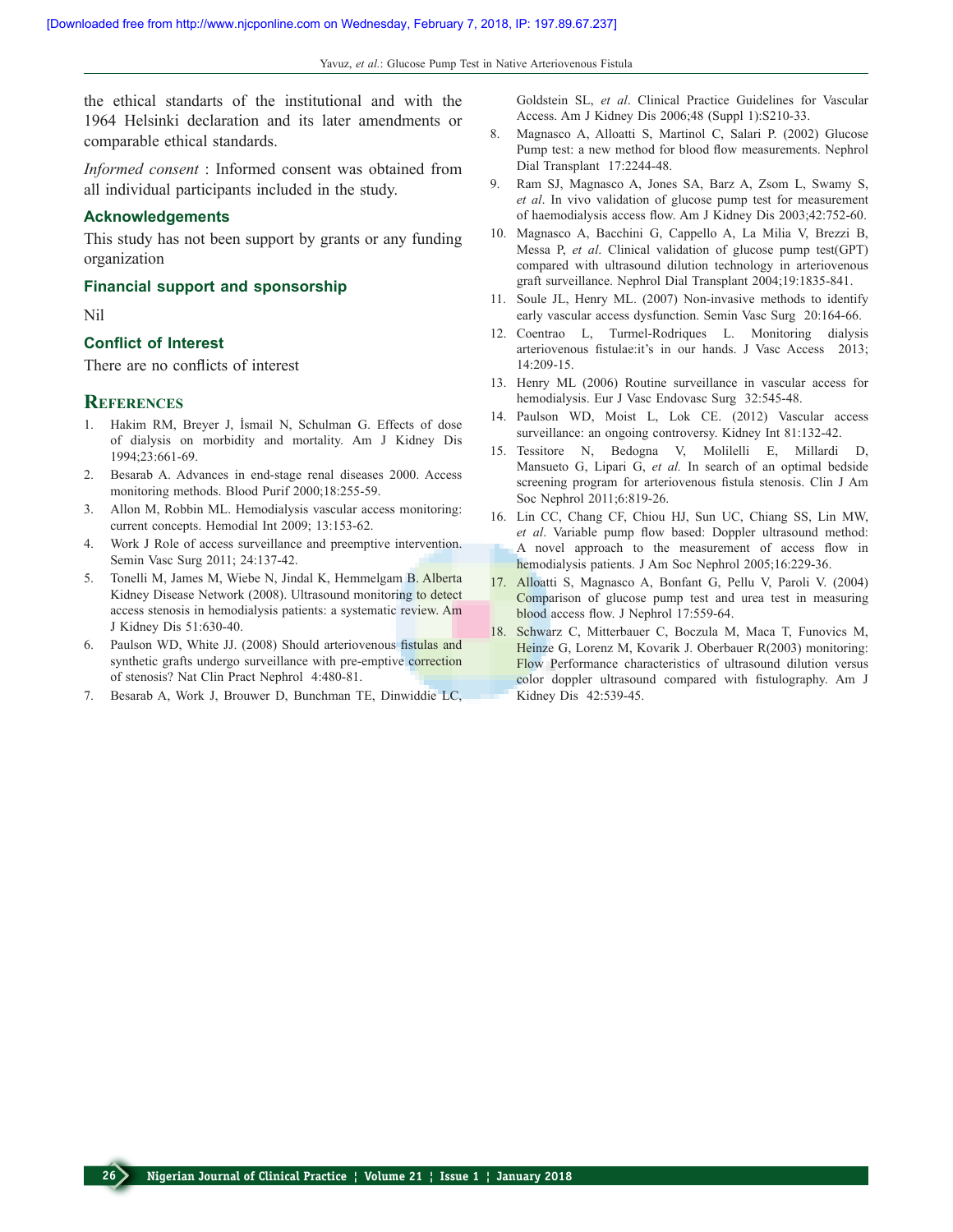the ethical standards of the institutional and with the 1964 Helsinki declaration and its later amendments or comparable ethical standards.

*Informed consent* : Informed consent was obtained from all individual participants included in the study.

### Acknowledgements

This study has not been support by grants or any funding organization

### Financial support and sponsorship

Nil

### Conflict of Interest

There are no conflicts of interest

## References

1. Hakim RM, Breyer J, İsmail N, Schulman G. Effects of dose of dialysis on morbidity and mortality. Am J Kidney Dis 1994;23:661-69.
2. Besarab A. Advances in end-stage renal diseases 2000. Access monitoring methods. Blood Purif 2000;18:255-59.
3. Allon M, Robbin ML. Hemodialysis vascular access monitoring: current concepts. Hemodial Int 2009; 13:153-62.
4. Work J Role of access surveillance and preemptive intervention. Semin Vasc Surg 2011; 24:137-42.
5. Tonelli M, James M, Wiebe N, Jindal K, Hemmelgam B. Alberta Kidney Disease Network (2008). Ultrasound monitoring to detect access stenosis in hemodialysis patients: a systematic review. Am J Kidney Dis 51:630-40.
6. Paulson WD, White JJ. (2008) Should arteriovenous fistulas and synthetic grafts undergo surveillance with pre-emptive correction of stenosis? Nat Clin Pract Nephrol 4:480-81.
7. Besarab A, Work J, Brouwer D, Bunchman TE, Dinwiddie LC, Goldstein SL, *et al*. Clinical Practice Guidelines for Vascular Access. Am J Kidney Dis 2006;48 (Suppl 1):S210-33.
8. Magnasco A, Alloatti S, Martinol C, Salari P. (2002) Glucose Pump test: a new method for blood flow measurements. Nephrol Dial Transplant 17:2244-48.
9. Ram SJ, Magnasco A, Jones SA, Barz A, Zsom L, Swamy S, *et al*. In vivo validation of glucose pump test for measurement of haemodialysis access flow. Am J Kidney Dis 2003;42:752-60.
10. Magnasco A, Bacchini G, Cappello A, La Milia V, Brezzi B, Messa P, *et al*. Clinical validation of glucose pump test(GPT) compared with ultrasound dilution technology in arteriovenous graft surveillance. Nephrol Dial Transplant 2004;19:1835-841.
11. Soule JL, Henry ML. (2007) Non-invasive methods to identify early vascular access dysfunction. Semin Vasc Surg 20:164-66.
12. Coentrao L, Turmel-Rodriques L. Monitoring dialysis arteriovenous fistulae:it's in our hands. J Vasc Access 2013; 14:209-15.
13. Henry ML (2006) Routine surveillance in vascular access for hemodialysis. Eur J Vasc Endovasc Surg 32:545-48.
14. Paulson WD, Moist L, Lok CE. (2012) Vascular access surveillance: an ongoing controversy. Kidney Int 81:132-42.
15. Tessitore N, Bedogna V, Molilelli E, Millardi D, Mansueto G, Lipari G, *et al.* In search of an optimal bedside screening program for arteriovenous fistula stenosis. Clin J Am Soc Nephrol 2011;6:819-26.
16. Lin CC, Chang CF, Chiou HJ, Sun UC, Chiang SS, Lin MW, *et al*. Variable pump flow based: Doppler ultrasound method: A novel approach to the measurement of access flow in hemodialysis patients. J Am Soc Nephrol 2005;16:229-36.
17. Alloatti S, Magnasco A, Bonfant G, Pellu V, Paroli V. (2004) Comparison of glucose pump test and urea test in measuring blood access flow. J Nephrol 17:559-64.
18. Schwarz C, Mitterbauer C, Boczula M, Maca T, Funovics M, Heinze G, Lorenz M, Kovarik J. Oberbauer R(2003) monitoring: Flow Performance characteristics of ultrasound dilution versus color doppler ultrasound compared with fistulography. Am J Kidney Dis 42:539-45.